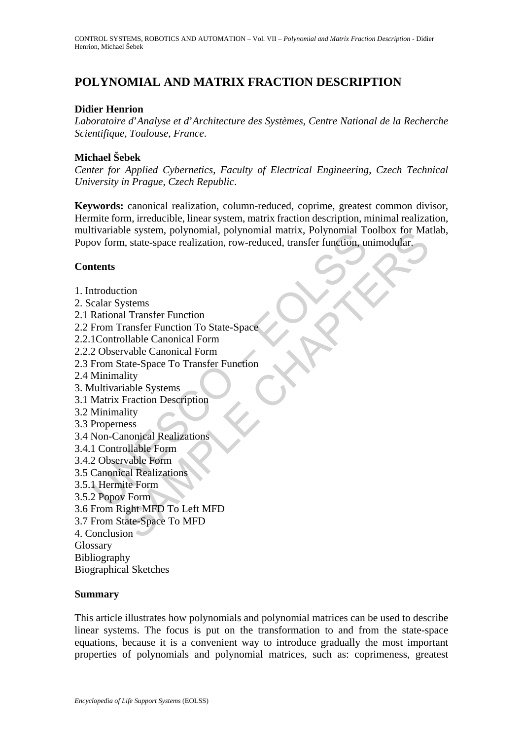# POLYNOMIAL AND MATRIX FRACTION DESCRIPTION

**Didier Henrion**

*Laboratoire d'Analyse et d'Architecture des Systèmes, Centre National de la Recherche Scientifique, Toulouse, France.*

**Michael Šebek**

*Center for Applied Cybernetics, Faculty of Electrical Engineering, Czech Technical University in Prague, Czech Republic.*

**Keywords:** canonical realization, column-reduced, coprime, greatest common divisor, Hermite form, irreducible, linear system, matrix fraction description, minimal realization, multivariable system, polynomial, polynomial matrix, Polynomial Toolbox for Matlab, Popov form, state-space realization, row-reduced, transfer function, unimodular.

**Contents**

1. Introduction
2. Scalar Systems
2.1 Rational Transfer Function
2.2 From Transfer Function To State-Space
2.2.1Controllable Canonical Form
2.2.2 Observable Canonical Form
2.3 From State-Space To Transfer Function
2.4 Minimality
3. Multivariable Systems
3.1 Matrix Fraction Description
3.2 Minimality
3.3 Properness
3.4 Non-Canonical Realizations
3.4.1 Controllable Form
3.4.2 Observable Form
3.5 Canonical Realizations
3.5.1 Hermite Form
3.5.2 Popov Form
3.6 From Right MFD To Left MFD
3.7 From State-Space To MFD
4. Conclusion
Glossary
Bibliography
Biographical Sketches

**Summary**

This article illustrates how polynomials and polynomial matrices can be used to describe linear systems. The focus is put on the transformation to and from the state-space equations, because it is a convenient way to introduce gradually the most important properties of polynomials and polynomial matrices, such as: coprimeness, greatest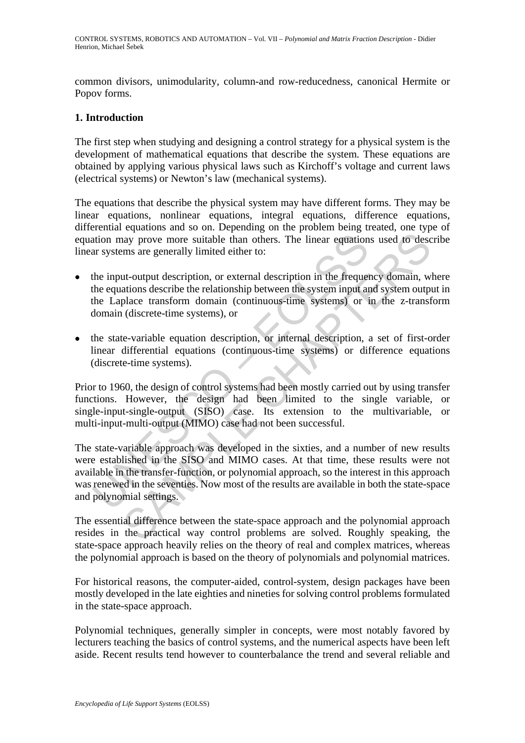common divisors, unimodularity, column-and row-reducedness, canonical Hermite or Popov forms.

## 1. Introduction

The first step when studying and designing a control strategy for a physical system is the development of mathematical equations that describe the system. These equations are obtained by applying various physical laws such as Kirchoff's voltage and current laws (electrical systems) or Newton's law (mechanical systems).

The equations that describe the physical system may have different forms. They may be linear equations, nonlinear equations, integral equations, difference equations, differential equations and so on. Depending on the problem being treated, one type of equation may prove more suitable than others. The linear equations used to describe linear systems are generally limited either to:

- the input-output description, or external description in the frequency domain, where the equations describe the relationship between the system input and system output in the Laplace transform domain (continuous-time systems) or in the z-transform domain (discrete-time systems), or

- the state-variable equation description, or internal description, a set of first-order linear differential equations (continuous-time systems) or difference equations (discrete-time systems).

Prior to 1960, the design of control systems had been mostly carried out by using transfer functions. However, the design had been limited to the single variable, or single-input-single-output (SISO) case. Its extension to the multivariable, or multi-input-multi-output (MIMO) case had not been successful.

The state-variable approach was developed in the sixties, and a number of new results were established in the SISO and MIMO cases. At that time, these results were not available in the transfer-function, or polynomial approach, so the interest in this approach was renewed in the seventies. Now most of the results are available in both the state-space and polynomial settings.

The essential difference between the state-space approach and the polynomial approach resides in the practical way control problems are solved. Roughly speaking, the state-space approach heavily relies on the theory of real and complex matrices, whereas the polynomial approach is based on the theory of polynomials and polynomial matrices.

For historical reasons, the computer-aided, control-system, design packages have been mostly developed in the late eighties and nineties for solving control problems formulated in the state-space approach.

Polynomial techniques, generally simpler in concepts, were most notably favored by lecturers teaching the basics of control systems, and the numerical aspects have been left aside. Recent results tend however to counterbalance the trend and several reliable and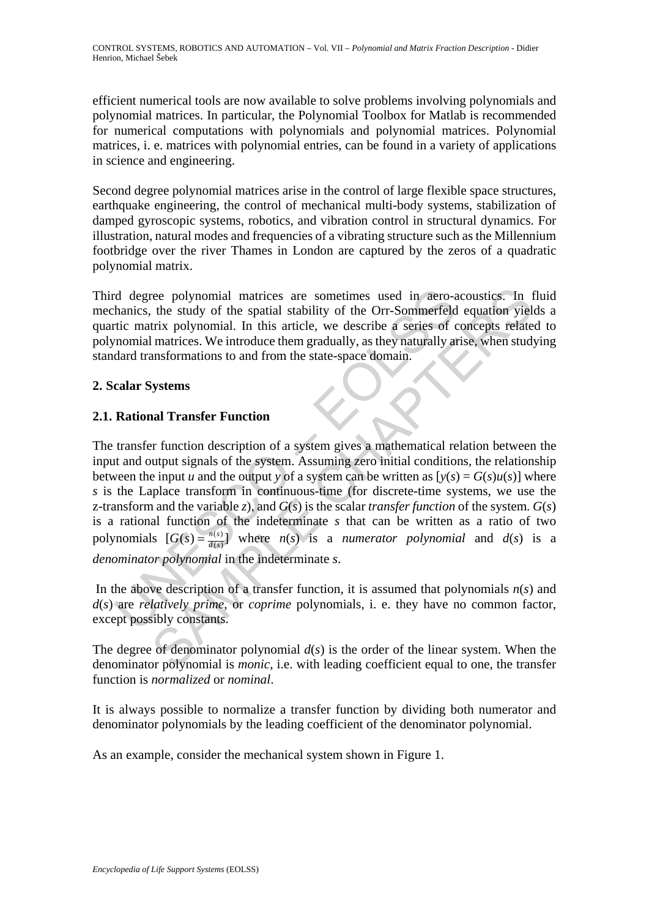efficient numerical tools are now available to solve problems involving polynomials and polynomial matrices. In particular, the Polynomial Toolbox for Matlab is recommended for numerical computations with polynomials and polynomial matrices. Polynomial matrices, i. e. matrices with polynomial entries, can be found in a variety of applications in science and engineering.

Second degree polynomial matrices arise in the control of large flexible space structures, earthquake engineering, the control of mechanical multi-body systems, stabilization of damped gyroscopic systems, robotics, and vibration control in structural dynamics. For illustration, natural modes and frequencies of a vibrating structure such as the Millennium footbridge over the river Thames in London are captured by the zeros of a quadratic polynomial matrix.

Third degree polynomial matrices are sometimes used in aero-acoustics. In fluid mechanics, the study of the spatial stability of the Orr-Sommerfeld equation yields a quartic matrix polynomial. In this article, we describe a series of concepts related to polynomial matrices. We introduce them gradually, as they naturally arise, when studying standard transformations to and from the state-space domain.

## 2. Scalar Systems

### 2.1. Rational Transfer Function

The transfer function description of a system gives a mathematical relation between the input and output signals of the system. Assuming zero initial conditions, the relationship between the input $u$ and the output $y$ of a system can be written as [$y(s) = G(s)u(s)$] where $s$ is the Laplace transform in continuous-time (for discrete-time systems, we use the z-transform and the variable $z$), and $G(s)$ is the scalar *transfer function* of the system. $G(s)$ is a rational function of the indeterminate $s$ that can be written as a ratio of two polynomials [$G(s) = \frac{n(s)}{d(s)}$] where $n(s)$ is a *numerator polynomial* and $d(s)$ is a *denominator polynomial* in the indeterminate $s$.

In the above description of a transfer function, it is assumed that polynomials $n(s)$ and $d(s)$ are *relatively prime*, or *coprime* polynomials, i. e. they have no common factor, except possibly constants.

The degree of denominator polynomial $d(s)$ is the order of the linear system. When the denominator polynomial is *monic*, i.e. with leading coefficient equal to one, the transfer function is *normalized* or *nominal*.

It is always possible to normalize a transfer function by dividing both numerator and denominator polynomials by the leading coefficient of the denominator polynomial.

As an example, consider the mechanical system shown in Figure 1.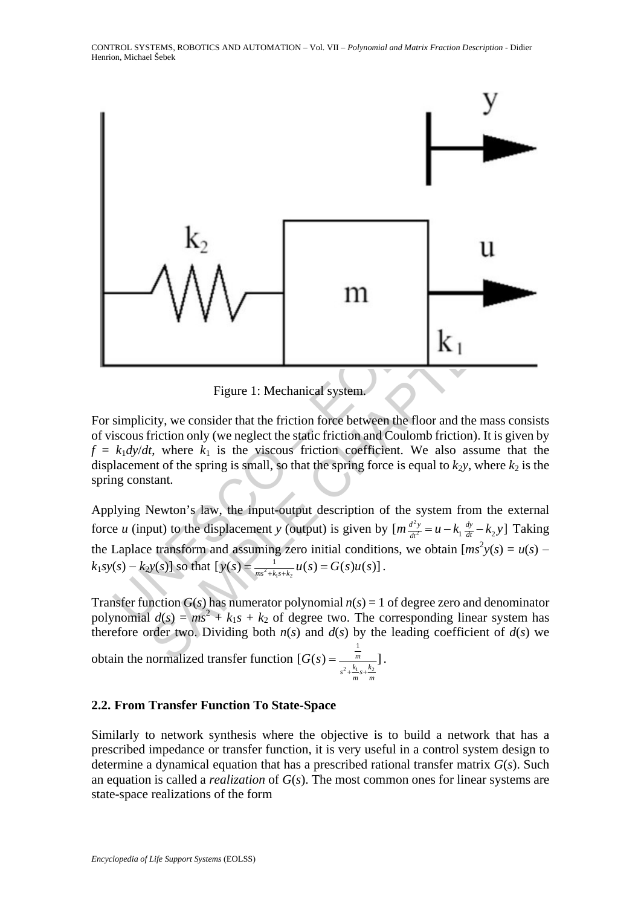Figure 1: Mechanical system.

For simplicity, we consider that the friction force between the floor and the mass consists of viscous friction only (we neglect the static friction and Coulomb friction). It is given by $f = k_1 dy/dt$, where $k_1$ is the viscous friction coefficient. We also assume that the displacement of the spring is small, so that the spring force is equal to $k_2 y$, where $k_2$ is the spring constant.

Applying Newton's law, the input-output description of the system from the external force $u$ (input) to the displacement $y$ (output) is given by $[m\frac{d^2y}{dt^2} = u - k_1\frac{dy}{dt} - k_2 y]$ Taking the Laplace transform and assuming zero initial conditions, we obtain $[ms^2 y(s) = u(s) - k_1 s y(s) - k_2 y(s)]$ so that $[y(s) = \frac{1}{ms^2 + k_1 s + k_2}u(s) = G(s)u(s)]$.

Transfer function $G(s)$ has numerator polynomial $n(s) = 1$ of degree zero and denominator polynomial $d(s) = ms^2 + k_1 s + k_2$ of degree two. The corresponding linear system has therefore order two. Dividing both $n(s)$ and $d(s)$ by the leading coefficient of $d(s)$ we obtain the normalized transfer function $[G(s) = \frac{\frac{1}{m}}{s^2 + \frac{k_1}{m}s + \frac{k_2}{m}}]$.

### 2.2. From Transfer Function To State-Space

Similarly to network synthesis where the objective is to build a network that has a prescribed impedance or transfer function, it is very useful in a control system design to determine a dynamical equation that has a prescribed rational transfer matrix $G(s)$. Such an equation is called a *realization* of $G(s)$. The most common ones for linear systems are state-space realizations of the form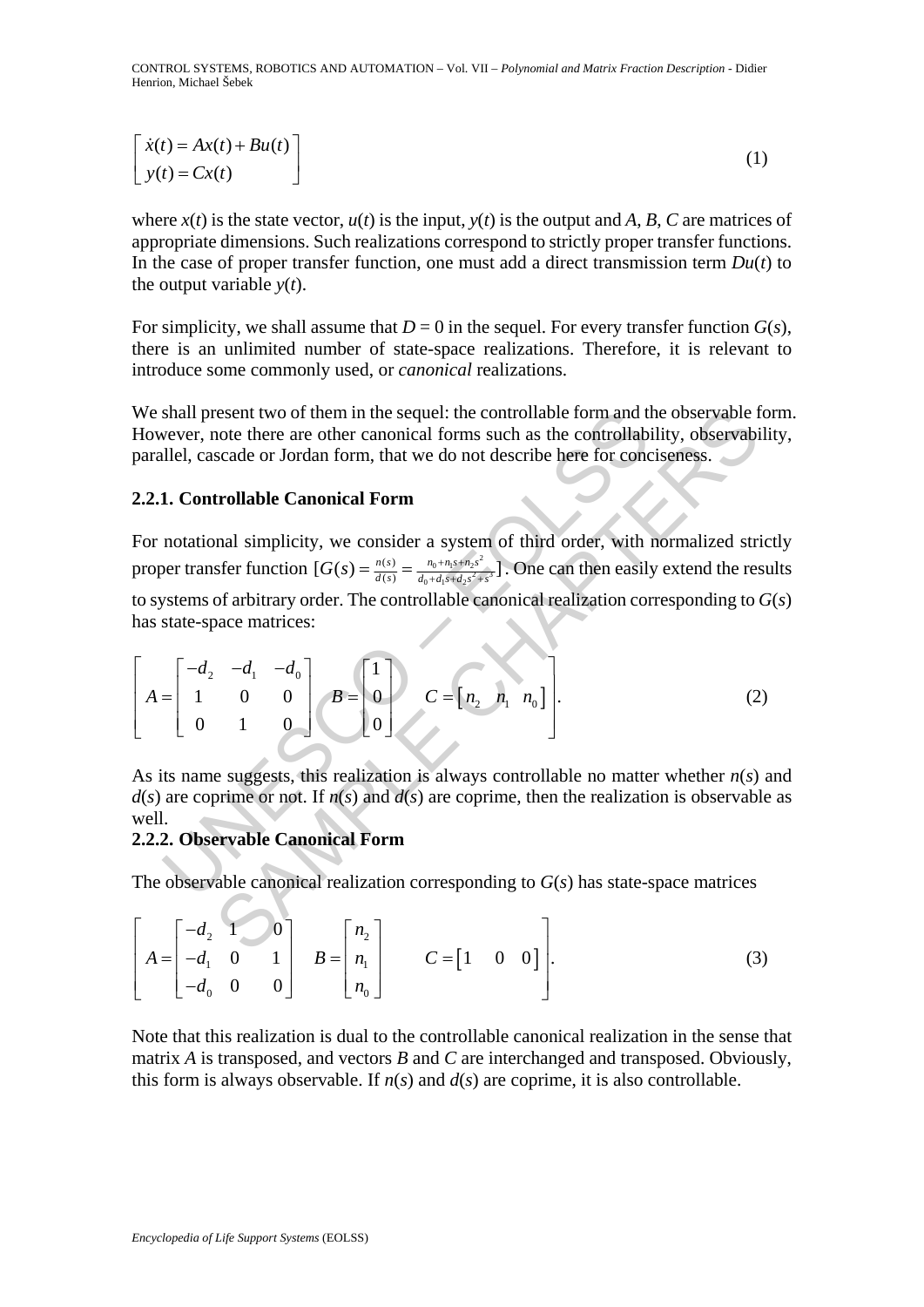$$\begin{bmatrix} \dot{x}(t) = Ax(t) + Bu(t) \\ y(t) = Cx(t) \end{bmatrix} \tag{1}$$

where $x(t)$ is the state vector, $u(t)$ is the input, $y(t)$ is the output and $A$, $B$, $C$ are matrices of appropriate dimensions. Such realizations correspond to strictly proper transfer functions. In the case of proper transfer function, one must add a direct transmission term $Du(t)$ to the output variable $y(t)$.

For simplicity, we shall assume that $D = 0$ in the sequel. For every transfer function $G(s)$, there is an unlimited number of state-space realizations. Therefore, it is relevant to introduce some commonly used, or *canonical* realizations.

We shall present two of them in the sequel: the controllable form and the observable form. However, note there are other canonical forms such as the controllability, observability, parallel, cascade or Jordan form, that we do not describe here for conciseness.

### 2.2.1. Controllable Canonical Form

For notational simplicity, we consider a system of third order, with normalized strictly proper transfer function $[G(s) = \frac{n(s)}{d(s)} = \frac{n_0 + n_1 s + n_2 s^2}{d_0 + d_1 s + d_2 s^2 + s^3}]$. One can then easily extend the results to systems of arbitrary order. The controllable canonical realization corresponding to $G(s)$ has state-space matrices:

$$\left[ A = \begin{bmatrix} -d_2 & -d_1 & -d_0 \\ 1 & 0 & 0 \\ 0 & 1 & 0 \end{bmatrix} \quad B = \begin{bmatrix} 1 \\ 0 \\ 0 \end{bmatrix} \quad C = \begin{bmatrix} n_2 & n_1 & n_0 \end{bmatrix} \right]. \tag{2}$$

As its name suggests, this realization is always controllable no matter whether $n(s)$ and $d(s)$ are coprime or not. If $n(s)$ and $d(s)$ are coprime, then the realization is observable as well.

### 2.2.2. Observable Canonical Form

The observable canonical realization corresponding to $G(s)$ has state-space matrices

$$\left[ A = \begin{bmatrix} -d_2 & 1 & 0 \\ -d_1 & 0 & 1 \\ -d_0 & 0 & 0 \end{bmatrix} \quad B = \begin{bmatrix} n_2 \\ n_1 \\ n_0 \end{bmatrix} \quad C = \begin{bmatrix} 1 & 0 & 0 \end{bmatrix} \right]. \tag{3}$$

Note that this realization is dual to the controllable canonical realization in the sense that matrix $A$ is transposed, and vectors $B$ and $C$ are interchanged and transposed. Obviously, this form is always observable. If $n(s)$ and $d(s)$ are coprime, it is also controllable.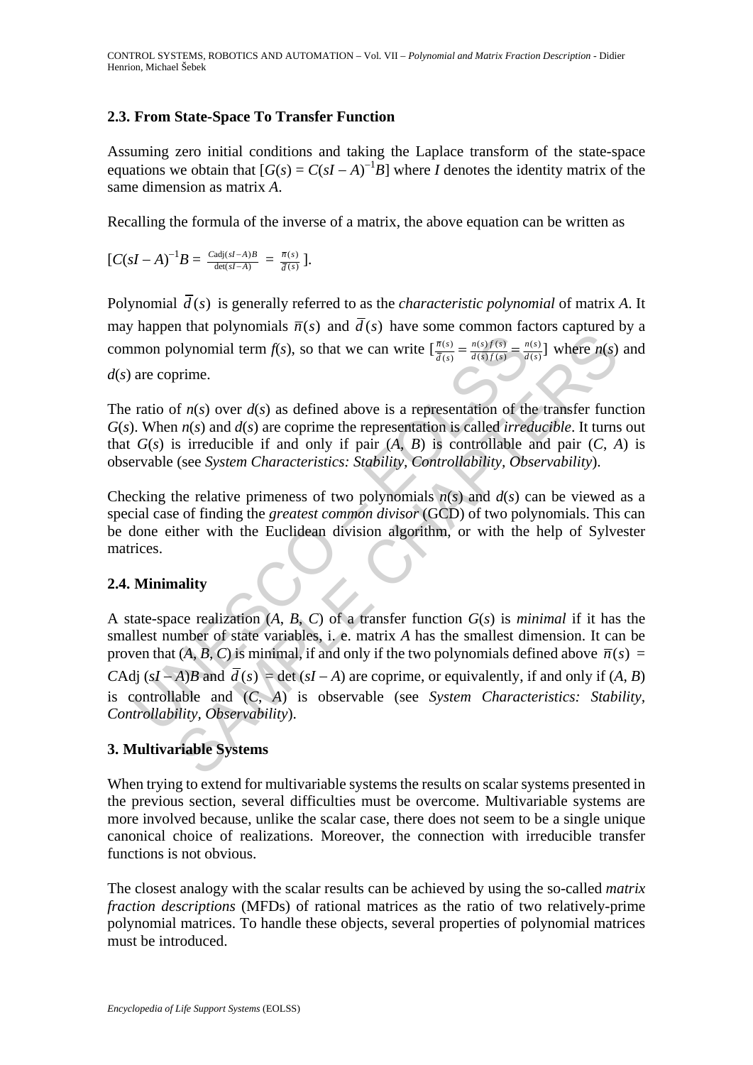### 2.3. From State-Space To Transfer Function

Assuming zero initial conditions and taking the Laplace transform of the state-space equations we obtain that $[G(s) = C(sI - A)^{-1}B]$ where $I$ denotes the identity matrix of the same dimension as matrix $A$.

Recalling the formula of the inverse of a matrix, the above equation can be written as

$[C(sI - A)^{-1}B = \frac{C\mathrm{adj}(sI-A)B}{\det(sI-A)} = \frac{\bar{n}(s)}{\bar{d}(s)}]$.

Polynomial $\bar{d}(s)$ is generally referred to as the *characteristic polynomial* of matrix $A$. It may happen that polynomials $\bar{n}(s)$ and $\bar{d}(s)$ have some common factors captured by a common polynomial term $f(s)$, so that we can write $[\frac{\bar{n}(s)}{\bar{d}(s)} = \frac{n(s)f(s)}{d(s)f(s)} = \frac{n(s)}{d(s)}]$ where $n(s)$ and $d(s)$ are coprime.

The ratio of $n(s)$ over $d(s)$ as defined above is a representation of the transfer function $G(s)$. When $n(s)$ and $d(s)$ are coprime the representation is called *irreducible*. It turns out that $G(s)$ is irreducible if and only if pair $(A, B)$ is controllable and pair $(C, A)$ is observable (see *System Characteristics: Stability, Controllability, Observability*).

Checking the relative primeness of two polynomials $n(s)$ and $d(s)$ can be viewed as a special case of finding the *greatest common divisor* (GCD) of two polynomials. This can be done either with the Euclidean division algorithm, or with the help of Sylvester matrices.

### 2.4. Minimality

A state-space realization $(A, B, C)$ of a transfer function $G(s)$ is *minimal* if it has the smallest number of state variables, i. e. matrix $A$ has the smallest dimension. It can be proven that $(A, B, C)$ is minimal, if and only if the two polynomials defined above $\bar{n}(s) = C\mathrm{Adj}\,(sI - A)B$ and $\bar{d}(s) = \det\,(sI - A)$ are coprime, or equivalently, if and only if $(A, B)$ is controllable and $(C, A)$ is observable (see *System Characteristics: Stability, Controllability, Observability*).

## 3. Multivariable Systems

When trying to extend for multivariable systems the results on scalar systems presented in the previous section, several difficulties must be overcome. Multivariable systems are more involved because, unlike the scalar case, there does not seem to be a single unique canonical choice of realizations. Moreover, the connection with irreducible transfer functions is not obvious.

The closest analogy with the scalar results can be achieved by using the so-called *matrix fraction descriptions* (MFDs) of rational matrices as the ratio of two relatively-prime polynomial matrices. To handle these objects, several properties of polynomial matrices must be introduced.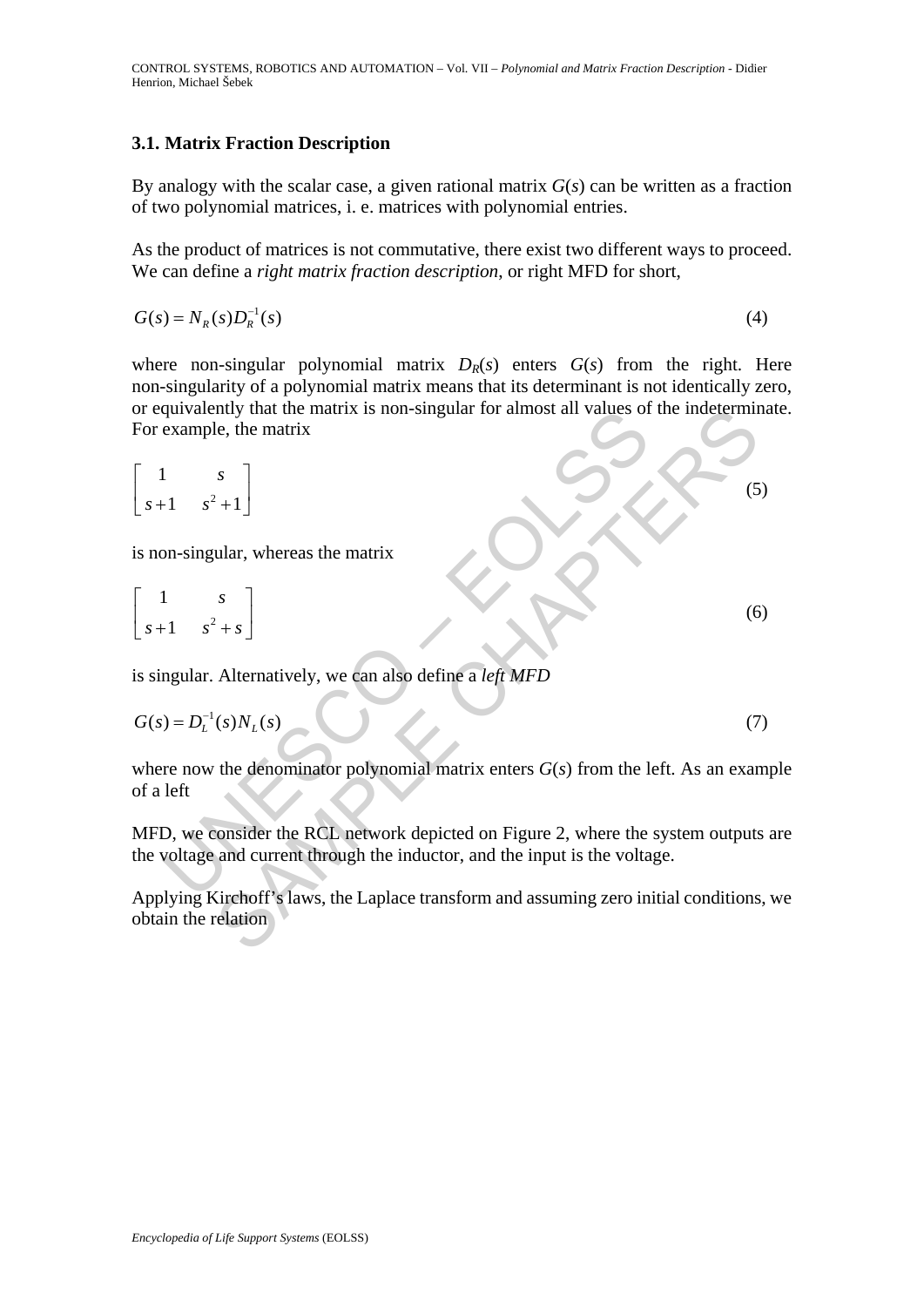### 3.1. Matrix Fraction Description

By analogy with the scalar case, a given rational matrix $G(s)$ can be written as a fraction of two polynomial matrices, i. e. matrices with polynomial entries.

As the product of matrices is not commutative, there exist two different ways to proceed. We can define a *right matrix fraction description*, or right MFD for short,

$$G(s) = N_R(s)D_R^{-1}(s) \tag{4}$$

where non-singular polynomial matrix $D_R(s)$ enters $G(s)$ from the right. Here non-singularity of a polynomial matrix means that its determinant is not identically zero, or equivalently that the matrix is non-singular for almost all values of the indeterminate. For example, the matrix

$$\begin{bmatrix} 1 & s \\ s+1 & s^2+1 \end{bmatrix} \tag{5}$$

is non-singular, whereas the matrix

$$\begin{bmatrix} 1 & s \\ s+1 & s^2+s \end{bmatrix} \tag{6}$$

is singular. Alternatively, we can also define a *left MFD*

$$G(s) = D_L^{-1}(s)N_L(s) \tag{7}$$

where now the denominator polynomial matrix enters $G(s)$ from the left. As an example of a left

MFD, we consider the RCL network depicted on Figure 2, where the system outputs are the voltage and current through the inductor, and the input is the voltage.

Applying Kirchoff's laws, the Laplace transform and assuming zero initial conditions, we obtain the relation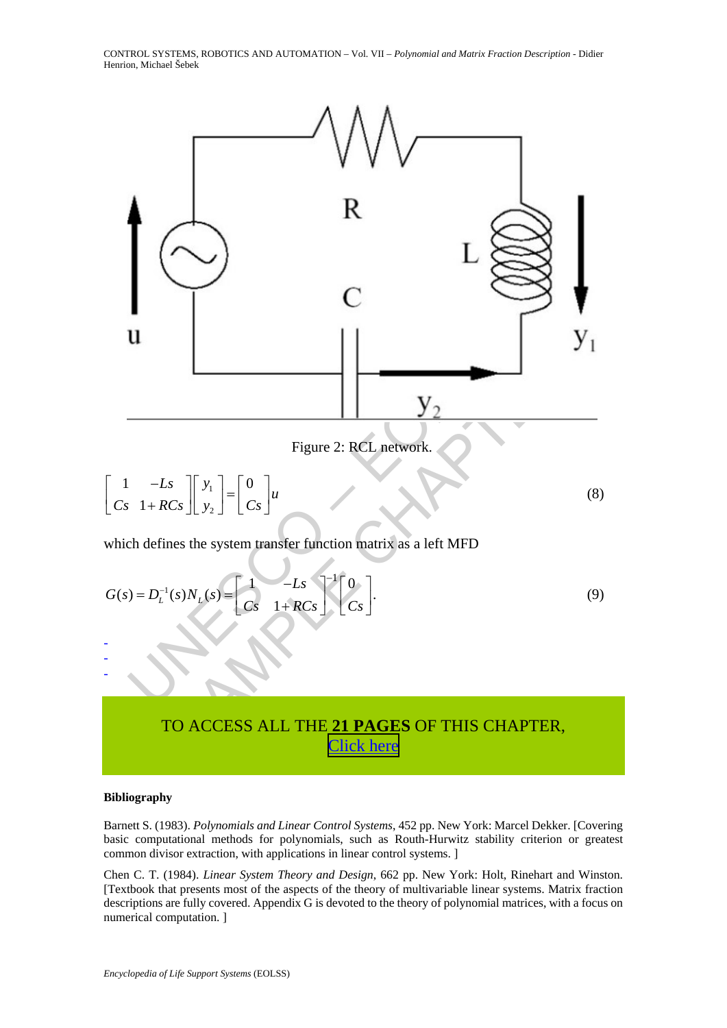Figure 2: RCL network.

$$\begin{bmatrix} 1 & -Ls \\ Cs & 1+RCs \end{bmatrix}\begin{bmatrix} y_1 \\ y_2 \end{bmatrix} = \begin{bmatrix} 0 \\ Cs \end{bmatrix} u \tag{8}$$

which defines the system transfer function matrix as a left MFD

$$G(s) = D_L^{-1}(s)N_L(s) = \begin{bmatrix} 1 & -Ls \\ Cs & 1+RCs \end{bmatrix}^{-1}\begin{bmatrix} 0 \\ Cs \end{bmatrix}. \tag{9}$$

-
-
-

TO ACCESS ALL THE **21 PAGES** OF THIS CHAPTER,
Click here

**Bibliography**

Barnett S. (1983). *Polynomials and Linear Control Systems*, 452 pp. New York: Marcel Dekker. [Covering basic computational methods for polynomials, such as Routh-Hurwitz stability criterion or greatest common divisor extraction, with applications in linear control systems. ]

Chen C. T. (1984). *Linear System Theory and Design*, 662 pp. New York: Holt, Rinehart and Winston. [Textbook that presents most of the aspects of the theory of multivariable linear systems. Matrix fraction descriptions are fully covered. Appendix G is devoted to the theory of polynomial matrices, with a focus on numerical computation. ]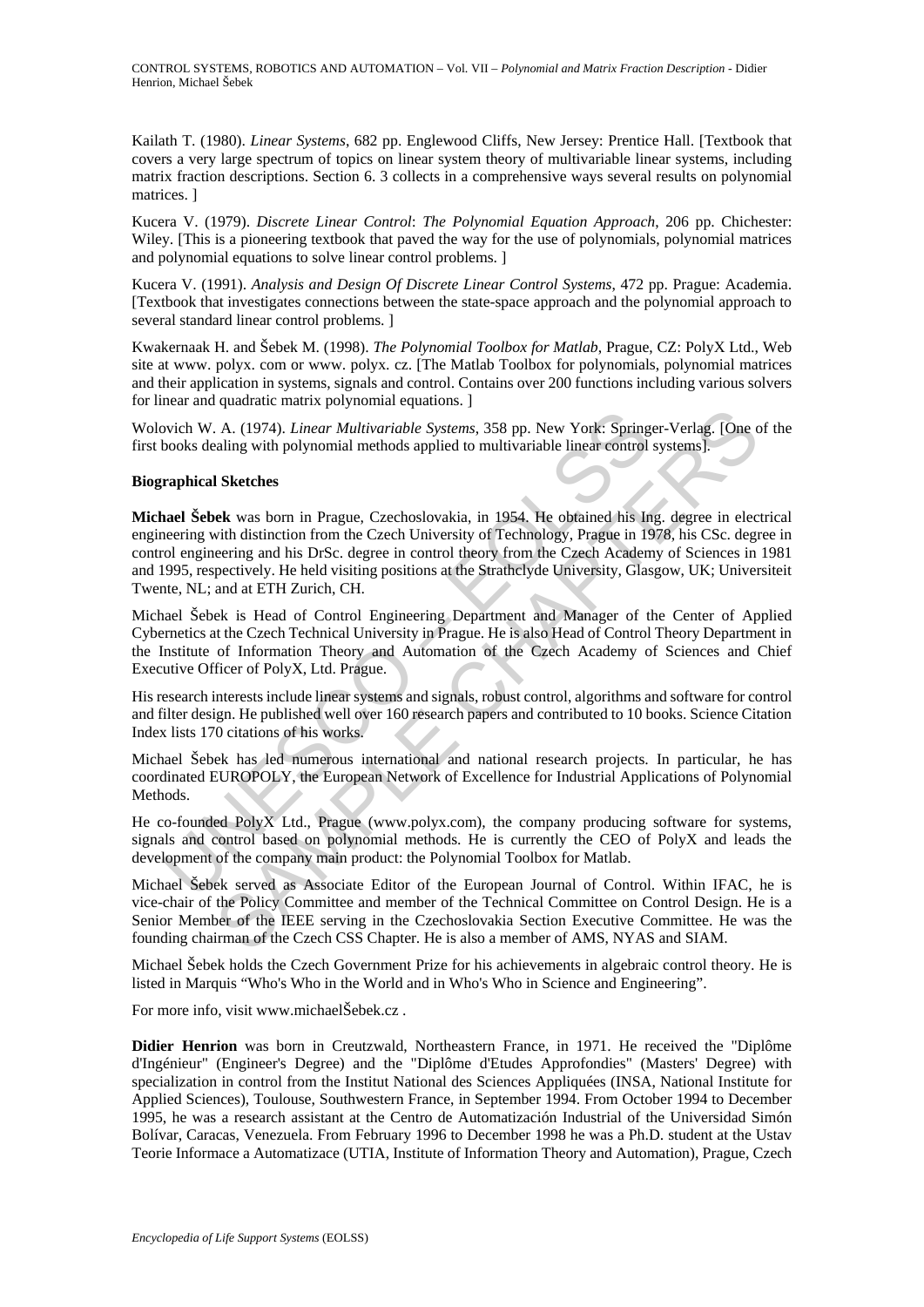Kailath T. (1980). *Linear Systems*, 682 pp. Englewood Cliffs, New Jersey: Prentice Hall. [Textbook that covers a very large spectrum of topics on linear system theory of multivariable linear systems, including matrix fraction descriptions. Section 6. 3 collects in a comprehensive ways several results on polynomial matrices. ]

Kucera V. (1979). *Discrete Linear Control*: *The Polynomial Equation Approach*, 206 pp. Chichester: Wiley. [This is a pioneering textbook that paved the way for the use of polynomials, polynomial matrices and polynomial equations to solve linear control problems. ]

Kucera V. (1991). *Analysis and Design Of Discrete Linear Control Systems*, 472 pp. Prague: Academia. [Textbook that investigates connections between the state-space approach and the polynomial approach to several standard linear control problems. ]

Kwakernaak H. and Šebek M. (1998). *The Polynomial Toolbox for Matlab*, Prague, CZ: PolyX Ltd., Web site at www. polyx. com or www. polyx. cz. [The Matlab Toolbox for polynomials, polynomial matrices and their application in systems, signals and control. Contains over 200 functions including various solvers for linear and quadratic matrix polynomial equations. ]

Wolovich W. A. (1974). *Linear Multivariable Systems*, 358 pp. New York: Springer-Verlag. [One of the first books dealing with polynomial methods applied to multivariable linear control systems].

**Biographical Sketches**

**Michael Šebek** was born in Prague, Czechoslovakia, in 1954. He obtained his Ing. degree in electrical engineering with distinction from the Czech University of Technology, Prague in 1978, his CSc. degree in control engineering and his DrSc. degree in control theory from the Czech Academy of Sciences in 1981 and 1995, respectively. He held visiting positions at the Strathclyde University, Glasgow, UK; Universiteit Twente, NL; and at ETH Zurich, CH.

Michael Šebek is Head of Control Engineering Department and Manager of the Center of Applied Cybernetics at the Czech Technical University in Prague. He is also Head of Control Theory Department in the Institute of Information Theory and Automation of the Czech Academy of Sciences and Chief Executive Officer of PolyX, Ltd. Prague.

His research interests include linear systems and signals, robust control, algorithms and software for control and filter design. He published well over 160 research papers and contributed to 10 books. Science Citation Index lists 170 citations of his works.

Michael Šebek has led numerous international and national research projects. In particular, he has coordinated EUROPOLY, the European Network of Excellence for Industrial Applications of Polynomial Methods.

He co-founded PolyX Ltd., Prague (www.polyx.com), the company producing software for systems, signals and control based on polynomial methods. He is currently the CEO of PolyX and leads the development of the company main product: the Polynomial Toolbox for Matlab.

Michael Šebek served as Associate Editor of the European Journal of Control. Within IFAC, he is vice-chair of the Policy Committee and member of the Technical Committee on Control Design. He is a Senior Member of the IEEE serving in the Czechoslovakia Section Executive Committee. He was the founding chairman of the Czech CSS Chapter. He is also a member of AMS, NYAS and SIAM.

Michael Šebek holds the Czech Government Prize for his achievements in algebraic control theory. He is listed in Marquis "Who's Who in the World and in Who's Who in Science and Engineering".

For more info, visit www.michaelŠebek.cz .

**Didier Henrion** was born in Creutzwald, Northeastern France, in 1971. He received the "Diplôme d'Ingénieur" (Engineer's Degree) and the "Diplôme d'Etudes Approfondies" (Masters' Degree) with specialization in control from the Institut National des Sciences Appliquées (INSA, National Institute for Applied Sciences), Toulouse, Southwestern France, in September 1994. From October 1994 to December 1995, he was a research assistant at the Centro de Automatización Industrial of the Universidad Simón Bolívar, Caracas, Venezuela. From February 1996 to December 1998 he was a Ph.D. student at the Ustav Teorie Informace a Automatizace (UTIA, Institute of Information Theory and Automation), Prague, Czech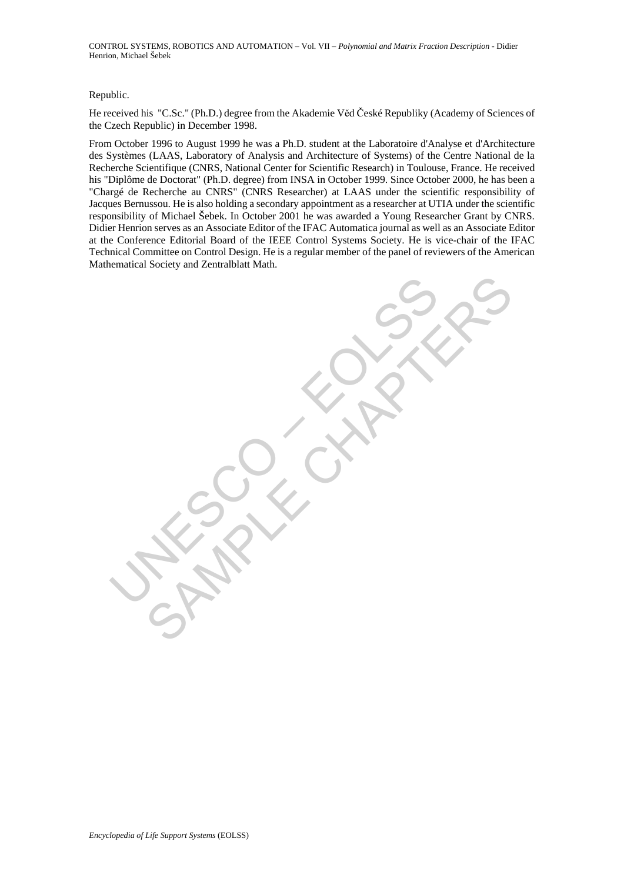Republic.

He received his "C.Sc." (Ph.D.) degree from the Akademie Věd České Republiky (Academy of Sciences of the Czech Republic) in December 1998.

From October 1996 to August 1999 he was a Ph.D. student at the Laboratoire d'Analyse et d'Architecture des Systèmes (LAAS, Laboratory of Analysis and Architecture of Systems) of the Centre National de la Recherche Scientifique (CNRS, National Center for Scientific Research) in Toulouse, France. He received his "Diplôme de Doctorat" (Ph.D. degree) from INSA in October 1999. Since October 2000, he has been a "Chargé de Recherche au CNRS" (CNRS Researcher) at LAAS under the scientific responsibility of Jacques Bernussou. He is also holding a secondary appointment as a researcher at UTIA under the scientific responsibility of Michael Šebek. In October 2001 he was awarded a Young Researcher Grant by CNRS. Didier Henrion serves as an Associate Editor of the IFAC Automatica journal as well as an Associate Editor at the Conference Editorial Board of the IEEE Control Systems Society. He is vice-chair of the IFAC Technical Committee on Control Design. He is a regular member of the panel of reviewers of the American Mathematical Society and Zentralblatt Math.